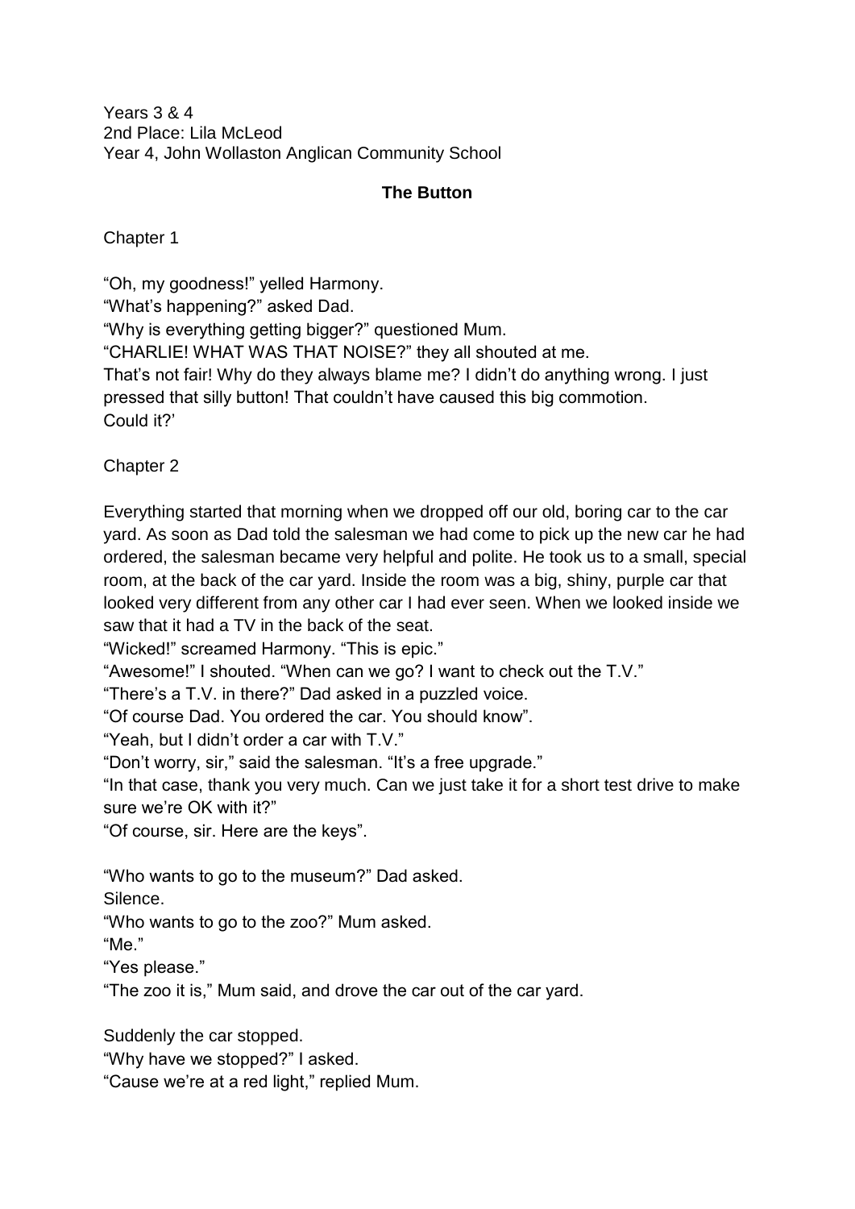Years 3 & 4
2nd Place: Lila McLeod
Year 4, John Wollaston Anglican Community School

# The Button

Chapter 1

"Oh, my goodness!" yelled Harmony.
"What's happening?" asked Dad.
"Why is everything getting bigger?" questioned Mum.
"CHARLIE! WHAT WAS THAT NOISE?" they all shouted at me.
That's not fair! Why do they always blame me? I didn't do anything wrong. I just pressed that silly button! That couldn't have caused this big commotion.
Could it?'

Chapter 2

Everything started that morning when we dropped off our old, boring car to the car yard. As soon as Dad told the salesman we had come to pick up the new car he had ordered, the salesman became very helpful and polite. He took us to a small, special room, at the back of the car yard. Inside the room was a big, shiny, purple car that looked very different from any other car I had ever seen. When we looked inside we saw that it had a TV in the back of the seat.
"Wicked!" screamed Harmony. "This is epic."
"Awesome!" I shouted. "When can we go? I want to check out the T.V."
"There's a T.V. in there?" Dad asked in a puzzled voice.
"Of course Dad. You ordered the car. You should know".
"Yeah, but I didn't order a car with T.V."
"Don't worry, sir," said the salesman. "It's a free upgrade."
"In that case, thank you very much. Can we just take it for a short test drive to make sure we're OK with it?"
"Of course, sir. Here are the keys".

"Who wants to go to the museum?" Dad asked.
Silence.
"Who wants to go to the zoo?" Mum asked.
"Me."
"Yes please."
"The zoo it is," Mum said, and drove the car out of the car yard.

Suddenly the car stopped.
"Why have we stopped?" I asked.
"Cause we're at a red light," replied Mum.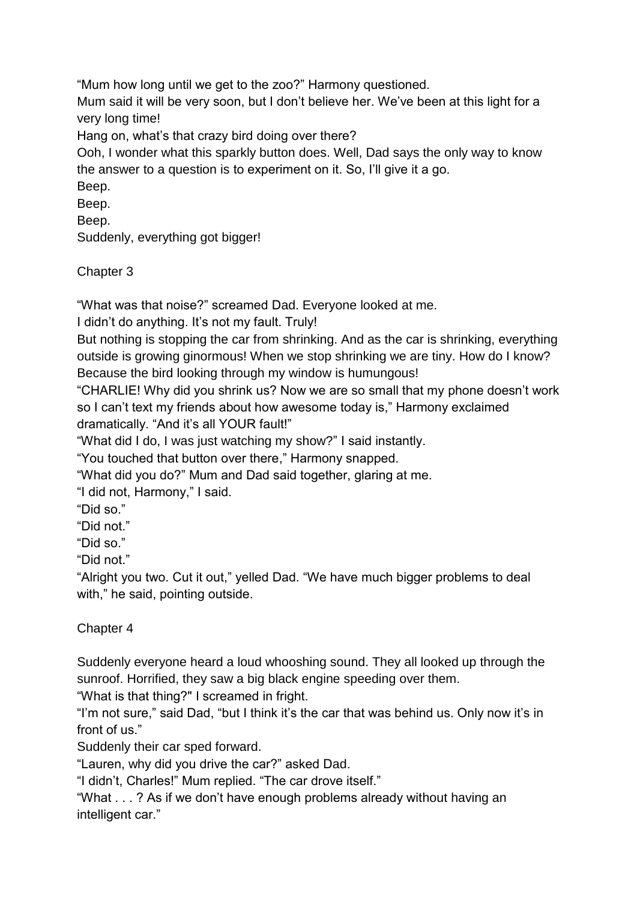"Mum how long until we get to the zoo?" Harmony questioned.

Mum said it will be very soon, but I don't believe her. We've been at this light for a very long time!

Hang on, what's that crazy bird doing over there?

Ooh, I wonder what this sparkly button does. Well, Dad says the only way to know the answer to a question is to experiment on it. So, I'll give it a go.

Beep.

Beep.

Beep.

Suddenly, everything got bigger!

## Chapter 3

"What was that noise?" screamed Dad. Everyone looked at me.

I didn't do anything. It's not my fault. Truly!

But nothing is stopping the car from shrinking. And as the car is shrinking, everything outside is growing ginormous! When we stop shrinking we are tiny. How do I know? Because the bird looking through my window is humungous!

"CHARLIE! Why did you shrink us? Now we are so small that my phone doesn't work so I can't text my friends about how awesome today is," Harmony exclaimed dramatically. "And it's all YOUR fault!"

"What did I do, I was just watching my show?" I said instantly.

"You touched that button over there," Harmony snapped.

"What did you do?" Mum and Dad said together, glaring at me.

"I did not, Harmony," I said.

"Did so."

"Did not."

"Did so."

"Did not."

"Alright you two. Cut it out," yelled Dad. "We have much bigger problems to deal with," he said, pointing outside.

## Chapter 4

Suddenly everyone heard a loud whooshing sound. They all looked up through the sunroof. Horrified, they saw a big black engine speeding over them.

"What is that thing?" I screamed in fright.

"I'm not sure," said Dad, "but I think it's the car that was behind us. Only now it's in front of us."

Suddenly their car sped forward.

"Lauren, why did you drive the car?" asked Dad.

"I didn't, Charles!" Mum replied. "The car drove itself."

"What . . . ? As if we don't have enough problems already without having an intelligent car."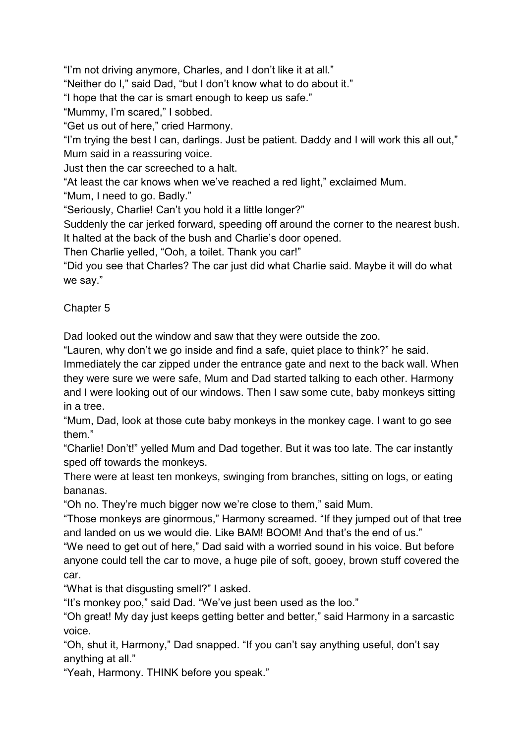"I'm not driving anymore, Charles, and I don't like it at all."

"Neither do I," said Dad, "but I don't know what to do about it."

"I hope that the car is smart enough to keep us safe."

"Mummy, I'm scared," I sobbed.

"Get us out of here," cried Harmony.

"I'm trying the best I can, darlings. Just be patient. Daddy and I will work this all out," Mum said in a reassuring voice.

Just then the car screeched to a halt.

"At least the car knows when we've reached a red light," exclaimed Mum.

"Mum, I need to go. Badly."

"Seriously, Charlie! Can't you hold it a little longer?"

Suddenly the car jerked forward, speeding off around the corner to the nearest bush. It halted at the back of the bush and Charlie's door opened.

Then Charlie yelled, "Ooh, a toilet. Thank you car!"

"Did you see that Charles? The car just did what Charlie said. Maybe it will do what we say."

## Chapter 5

Dad looked out the window and saw that they were outside the zoo.

"Lauren, why don't we go inside and find a safe, quiet place to think?" he said.

Immediately the car zipped under the entrance gate and next to the back wall. When they were sure we were safe, Mum and Dad started talking to each other. Harmony and I were looking out of our windows. Then I saw some cute, baby monkeys sitting in a tree.

"Mum, Dad, look at those cute baby monkeys in the monkey cage. I want to go see them."

"Charlie! Don't!" yelled Mum and Dad together. But it was too late. The car instantly sped off towards the monkeys.

There were at least ten monkeys, swinging from branches, sitting on logs, or eating bananas.

"Oh no. They're much bigger now we're close to them," said Mum.

"Those monkeys are ginormous," Harmony screamed. "If they jumped out of that tree and landed on us we would die. Like BAM! BOOM! And that's the end of us."

"We need to get out of here," Dad said with a worried sound in his voice. But before anyone could tell the car to move, a huge pile of soft, gooey, brown stuff covered the car.

"What is that disgusting smell?" I asked.

"It's monkey poo," said Dad. "We've just been used as the loo."

"Oh great! My day just keeps getting better and better," said Harmony in a sarcastic voice.

"Oh, shut it, Harmony," Dad snapped. "If you can't say anything useful, don't say anything at all."

"Yeah, Harmony. THINK before you speak."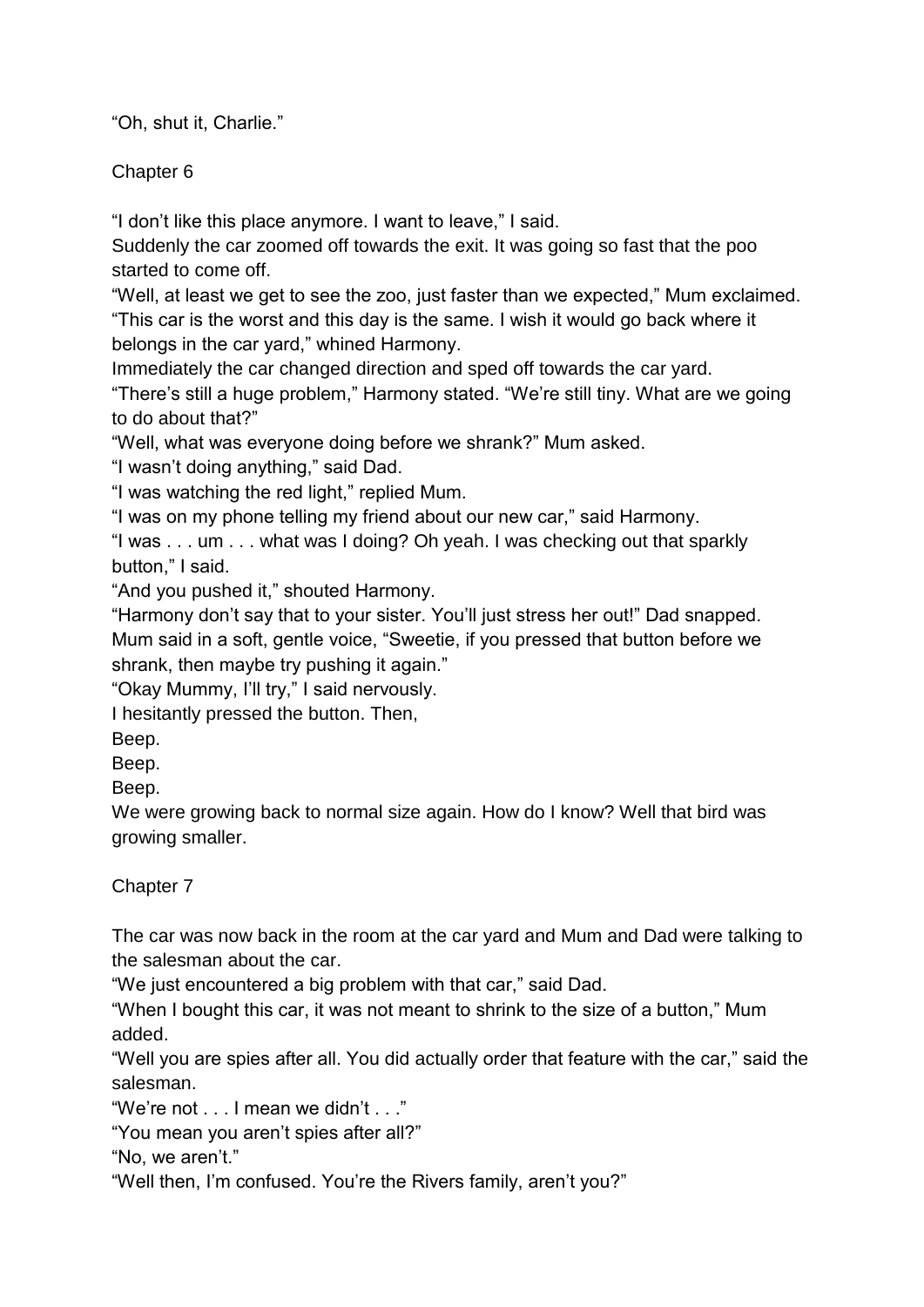"Oh, shut it, Charlie."

## Chapter 6

"I don't like this place anymore. I want to leave," I said.

Suddenly the car zoomed off towards the exit. It was going so fast that the poo started to come off.

"Well, at least we get to see the zoo, just faster than we expected," Mum exclaimed.

"This car is the worst and this day is the same. I wish it would go back where it belongs in the car yard," whined Harmony.

Immediately the car changed direction and sped off towards the car yard.

"There's still a huge problem," Harmony stated. "We're still tiny. What are we going to do about that?"

"Well, what was everyone doing before we shrank?" Mum asked.

"I wasn't doing anything," said Dad.

"I was watching the red light," replied Mum.

"I was on my phone telling my friend about our new car," said Harmony.

"I was . . . um . . . what was I doing? Oh yeah. I was checking out that sparkly button," I said.

"And you pushed it," shouted Harmony.

"Harmony don't say that to your sister. You'll just stress her out!" Dad snapped.

Mum said in a soft, gentle voice, "Sweetie, if you pressed that button before we shrank, then maybe try pushing it again."

"Okay Mummy, I'll try," I said nervously.

I hesitantly pressed the button. Then,

Beep.

Beep.

Beep.

We were growing back to normal size again. How do I know? Well that bird was growing smaller.

## Chapter 7

The car was now back in the room at the car yard and Mum and Dad were talking to the salesman about the car.

"We just encountered a big problem with that car," said Dad.

"When I bought this car, it was not meant to shrink to the size of a button," Mum added.

"Well you are spies after all. You did actually order that feature with the car," said the salesman.

"We're not . . . I mean we didn't . . ."

"You mean you aren't spies after all?"

"No, we aren't."

"Well then, I'm confused. You're the Rivers family, aren't you?"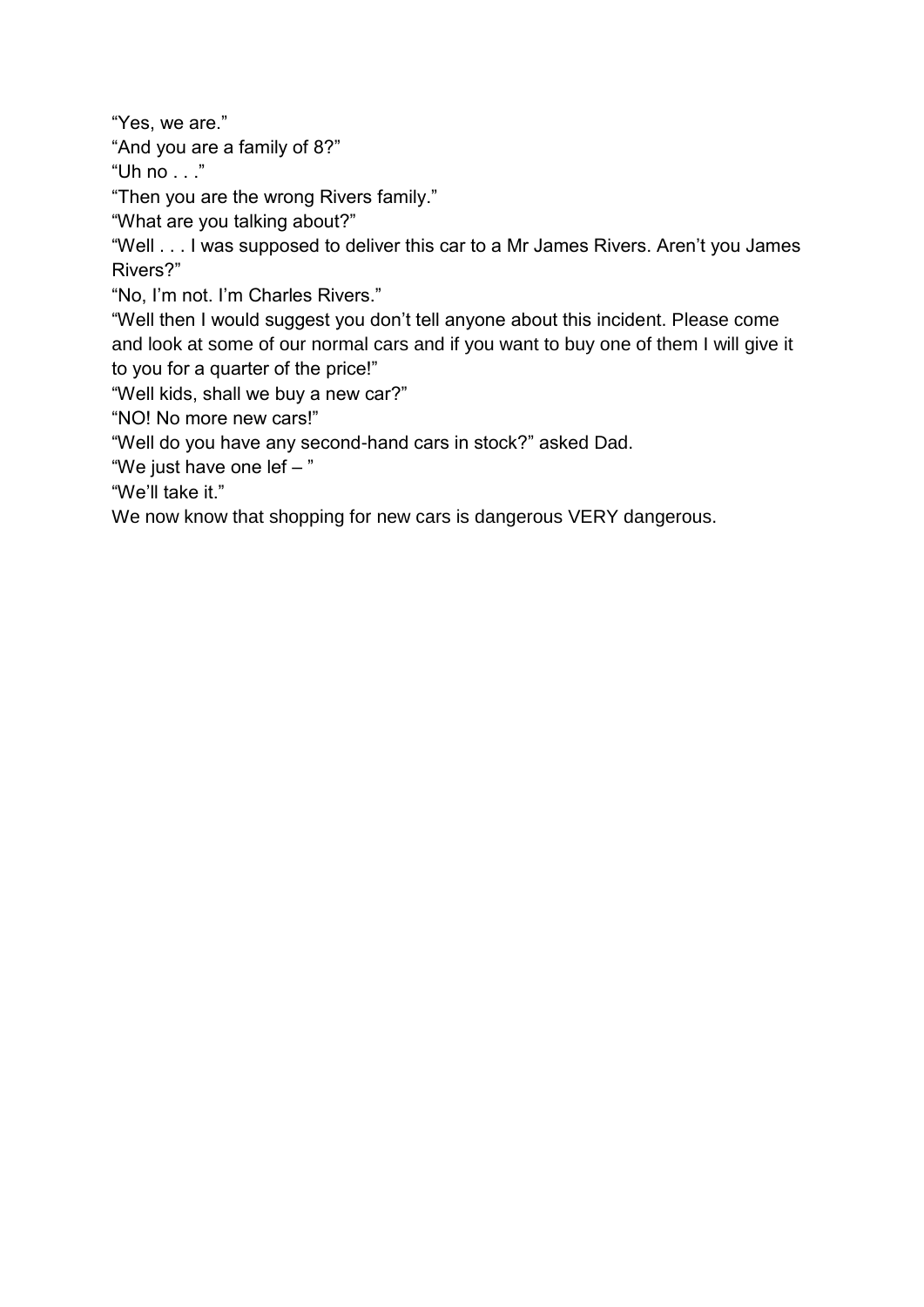"Yes, we are."

"And you are a family of 8?"

"Uh no . . ."

"Then you are the wrong Rivers family."

"What are you talking about?"

"Well . . . I was supposed to deliver this car to a Mr James Rivers. Aren't you James Rivers?"

"No, I'm not. I'm Charles Rivers."

"Well then I would suggest you don't tell anyone about this incident. Please come and look at some of our normal cars and if you want to buy one of them I will give it to you for a quarter of the price!"

"Well kids, shall we buy a new car?"

"NO! No more new cars!"

"Well do you have any second-hand cars in stock?" asked Dad.

"We just have one lef – "

"We'll take it."

We now know that shopping for new cars is dangerous VERY dangerous.